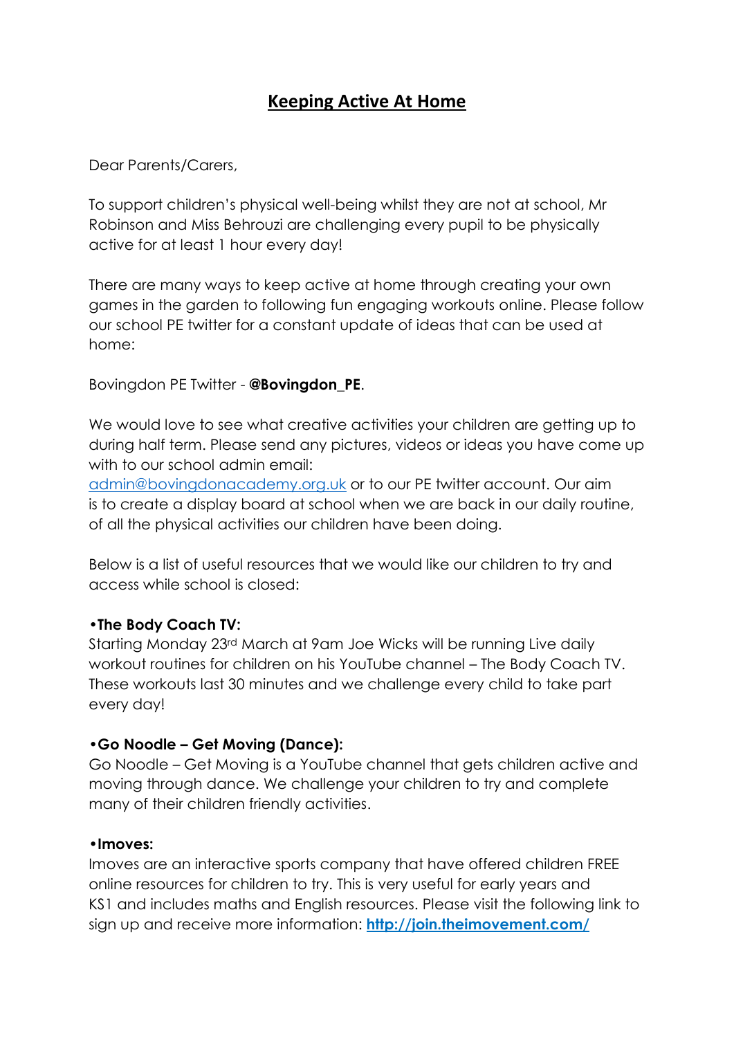# Keeping Active At Home

Dear Parents/Carers,

To support children's physical well-being whilst they are not at school, Mr Robinson and Miss Behrouzi are challenging every pupil to be physically active for at least 1 hour every day!

There are many ways to keep active at home through creating your own games in the garden to following fun engaging workouts online. Please follow our school PE twitter for a constant update of ideas that can be used at home:

Bovingdon PE Twitter - **@Bovingdon_PE**.

We would love to see what creative activities your children are getting up to during half term. Please send any pictures, videos or ideas you have come up with to our school admin email: admin@bovingdonacademy.org.uk or to our PE twitter account. Our aim is to create a display board at school when we are back in our daily routine, of all the physical activities our children have been doing.

Below is a list of useful resources that we would like our children to try and access while school is closed:

**•The Body Coach TV:**
Starting Monday 23rd March at 9am Joe Wicks will be running Live daily workout routines for children on his YouTube channel – The Body Coach TV. These workouts last 30 minutes and we challenge every child to take part every day!

**•Go Noodle – Get Moving (Dance):**
Go Noodle – Get Moving is a YouTube channel that gets children active and moving through dance. We challenge your children to try and complete many of their children friendly activities.

**•Imoves:**
Imoves are an interactive sports company that have offered children FREE online resources for children to try. This is very useful for early years and KS1 and includes maths and English resources. Please visit the following link to sign up and receive more information: **http://join.theimovement.com/**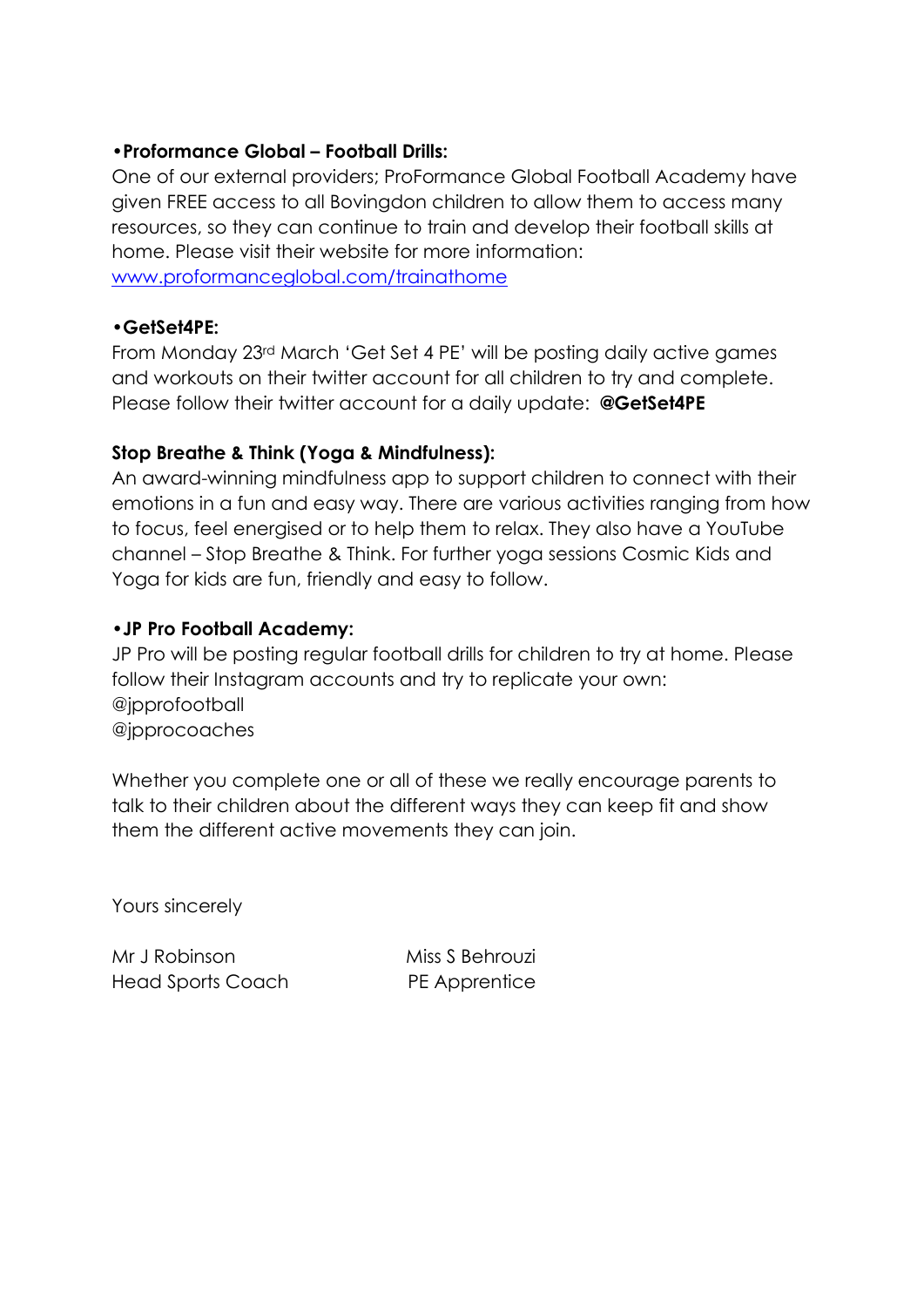**•Proformance Global – Football Drills:**
One of our external providers; ProFormance Global Football Academy have given FREE access to all Bovingdon children to allow them to access many resources, so they can continue to train and develop their football skills at home. Please visit their website for more information: [www.proformanceglobal.com/trainathome](www.proformanceglobal.com/trainathome)

**•GetSet4PE:**
From Monday 23rd March 'Get Set 4 PE' will be posting daily active games and workouts on their twitter account for all children to try and complete. Please follow their twitter account for a daily update: **@GetSet4PE**

**Stop Breathe & Think (Yoga & Mindfulness):**
An award-winning mindfulness app to support children to connect with their emotions in a fun and easy way. There are various activities ranging from how to focus, feel energised or to help them to relax. They also have a YouTube channel – Stop Breathe & Think. For further yoga sessions Cosmic Kids and Yoga for kids are fun, friendly and easy to follow.

**•JP Pro Football Academy:**
JP Pro will be posting regular football drills for children to try at home. Please follow their Instagram accounts and try to replicate your own:
@jpprofootball
@jpprocoaches

Whether you complete one or all of these we really encourage parents to talk to their children about the different ways they can keep fit and show them the different active movements they can join.

Yours sincerely

Mr J Robinson
Head Sports Coach

Miss S Behrouzi
PE Apprentice